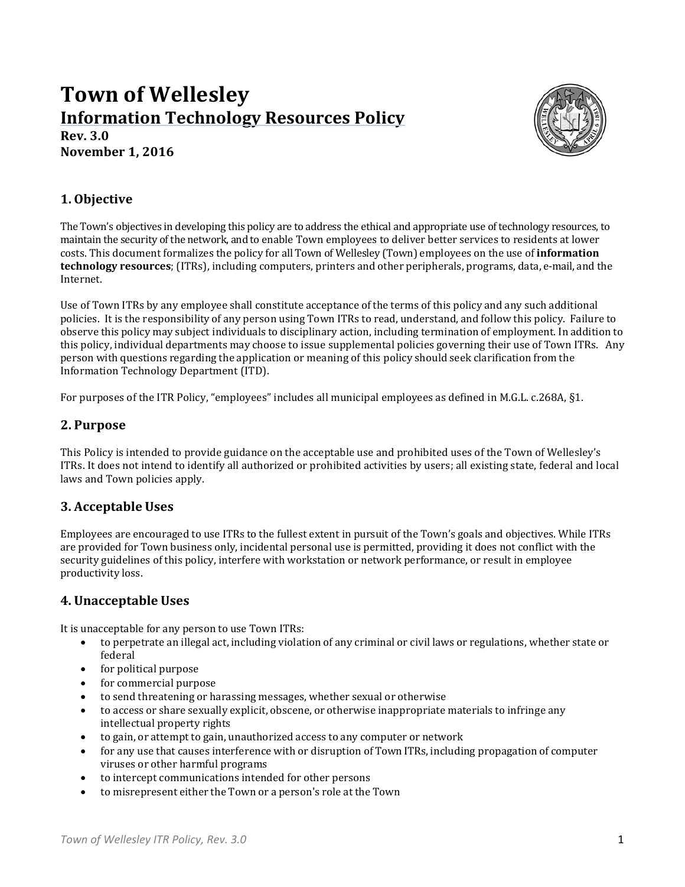# Town of Wellesley

## Information Technology Resources Policy

**Rev. 3.0**
**November 1, 2016**

## 1. Objective

The Town's objectives in developing this policy are to address the ethical and appropriate use of technology resources, to maintain the security of the network, and to enable Town employees to deliver better services to residents at lower costs. This document formalizes the policy for all Town of Wellesley (Town) employees on the use of **information technology resources**; (ITRs), including computers, printers and other peripherals, programs, data, e-mail, and the Internet.

Use of Town ITRs by any employee shall constitute acceptance of the terms of this policy and any such additional policies. It is the responsibility of any person using Town ITRs to read, understand, and follow this policy. Failure to observe this policy may subject individuals to disciplinary action, including termination of employment. In addition to this policy, individual departments may choose to issue supplemental policies governing their use of Town ITRs. Any person with questions regarding the application or meaning of this policy should seek clarification from the Information Technology Department (ITD).

For purposes of the ITR Policy, "employees" includes all municipal employees as defined in M.G.L. c.268A, §1.

## 2. Purpose

This Policy is intended to provide guidance on the acceptable use and prohibited uses of the Town of Wellesley's ITRs. It does not intend to identify all authorized or prohibited activities by users; all existing state, federal and local laws and Town policies apply.

## 3. Acceptable Uses

Employees are encouraged to use ITRs to the fullest extent in pursuit of the Town's goals and objectives. While ITRs are provided for Town business only, incidental personal use is permitted, providing it does not conflict with the security guidelines of this policy, interfere with workstation or network performance, or result in employee productivity loss.

## 4. Unacceptable Uses

It is unacceptable for any person to use Town ITRs:

- to perpetrate an illegal act, including violation of any criminal or civil laws or regulations, whether state or federal
- for political purpose
- for commercial purpose
- to send threatening or harassing messages, whether sexual or otherwise
- to access or share sexually explicit, obscene, or otherwise inappropriate materials to infringe any intellectual property rights
- to gain, or attempt to gain, unauthorized access to any computer or network
- for any use that causes interference with or disruption of Town ITRs, including propagation of computer viruses or other harmful programs
- to intercept communications intended for other persons
- to misrepresent either the Town or a person's role at the Town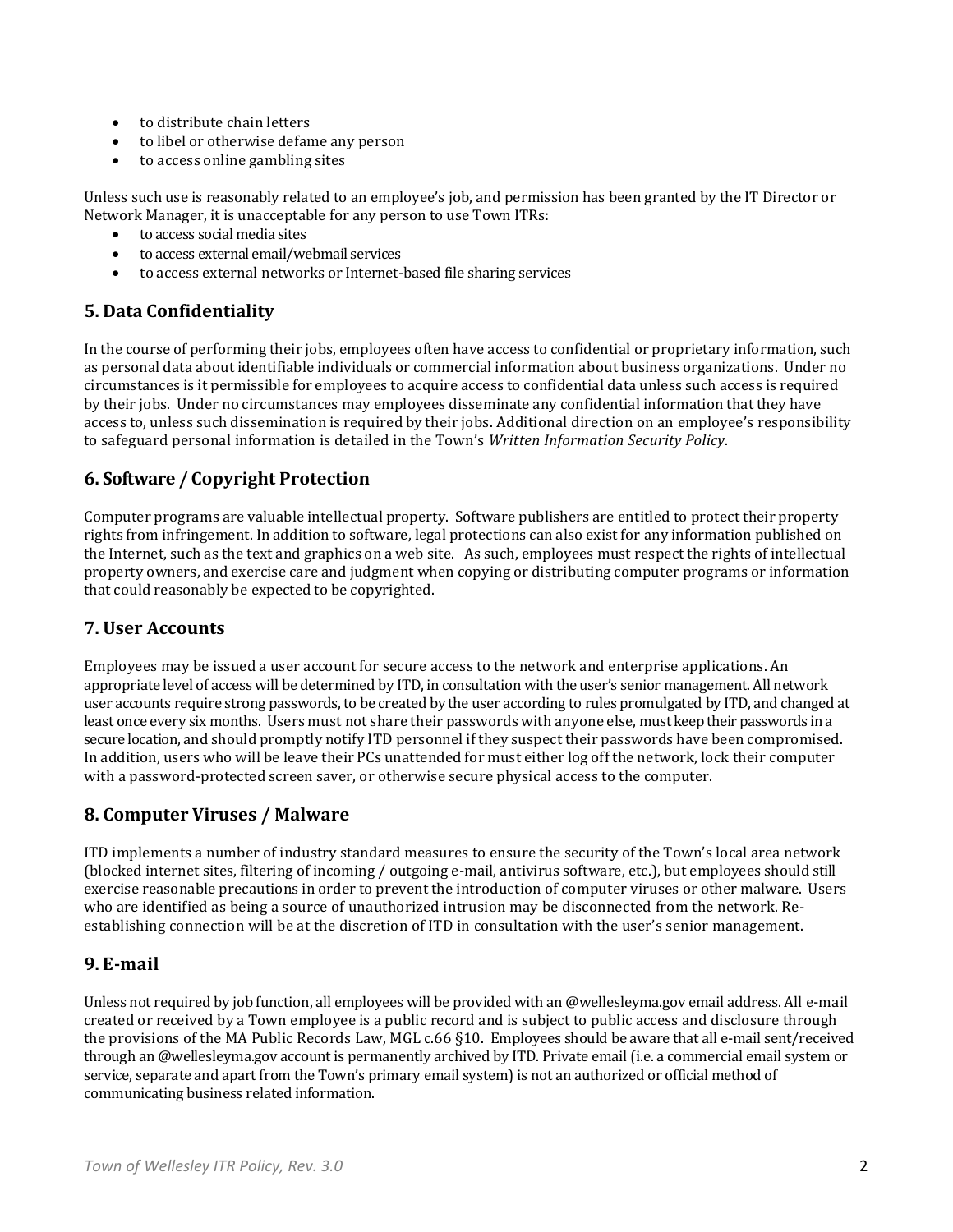- to distribute chain letters
- to libel or otherwise defame any person
- to access online gambling sites

Unless such use is reasonably related to an employee's job, and permission has been granted by the IT Director or Network Manager, it is unacceptable for any person to use Town ITRs:

- to access social media sites
- to access external email/webmail services
- to access external networks or Internet-based file sharing services

## 5. Data Confidentiality

In the course of performing their jobs, employees often have access to confidential or proprietary information, such as personal data about identifiable individuals or commercial information about business organizations. Under no circumstances is it permissible for employees to acquire access to confidential data unless such access is required by their jobs. Under no circumstances may employees disseminate any confidential information that they have access to, unless such dissemination is required by their jobs. Additional direction on an employee's responsibility to safeguard personal information is detailed in the Town's *Written Information Security Policy*.

## 6. Software / Copyright Protection

Computer programs are valuable intellectual property. Software publishers are entitled to protect their property rights from infringement. In addition to software, legal protections can also exist for any information published on the Internet, such as the text and graphics on a web site. As such, employees must respect the rights of intellectual property owners, and exercise care and judgment when copying or distributing computer programs or information that could reasonably be expected to be copyrighted.

## 7. User Accounts

Employees may be issued a user account for secure access to the network and enterprise applications. An appropriate level of access will be determined by ITD, in consultation with the user's senior management. All network user accounts require strong passwords, to be created by the user according to rules promulgated by ITD, and changed at least once every six months. Users must not share their passwords with anyone else, must keep their passwords in a secure location, and should promptly notify ITD personnel if they suspect their passwords have been compromised. In addition, users who will be leave their PCs unattended for must either log off the network, lock their computer with a password-protected screen saver, or otherwise secure physical access to the computer.

## 8. Computer Viruses / Malware

ITD implements a number of industry standard measures to ensure the security of the Town's local area network (blocked internet sites, filtering of incoming / outgoing e-mail, antivirus software, etc.), but employees should still exercise reasonable precautions in order to prevent the introduction of computer viruses or other malware. Users who are identified as being a source of unauthorized intrusion may be disconnected from the network. Re-establishing connection will be at the discretion of ITD in consultation with the user's senior management.

## 9. E-mail

Unless not required by job function, all employees will be provided with an @wellesleyma.gov email address. All e-mail created or received by a Town employee is a public record and is subject to public access and disclosure through the provisions of the MA Public Records Law, MGL c.66 §10. Employees should be aware that all e-mail sent/received through an @wellesleyma.gov account is permanently archived by ITD. Private email (i.e. a commercial email system or service, separate and apart from the Town's primary email system) is not an authorized or official method of communicating business related information.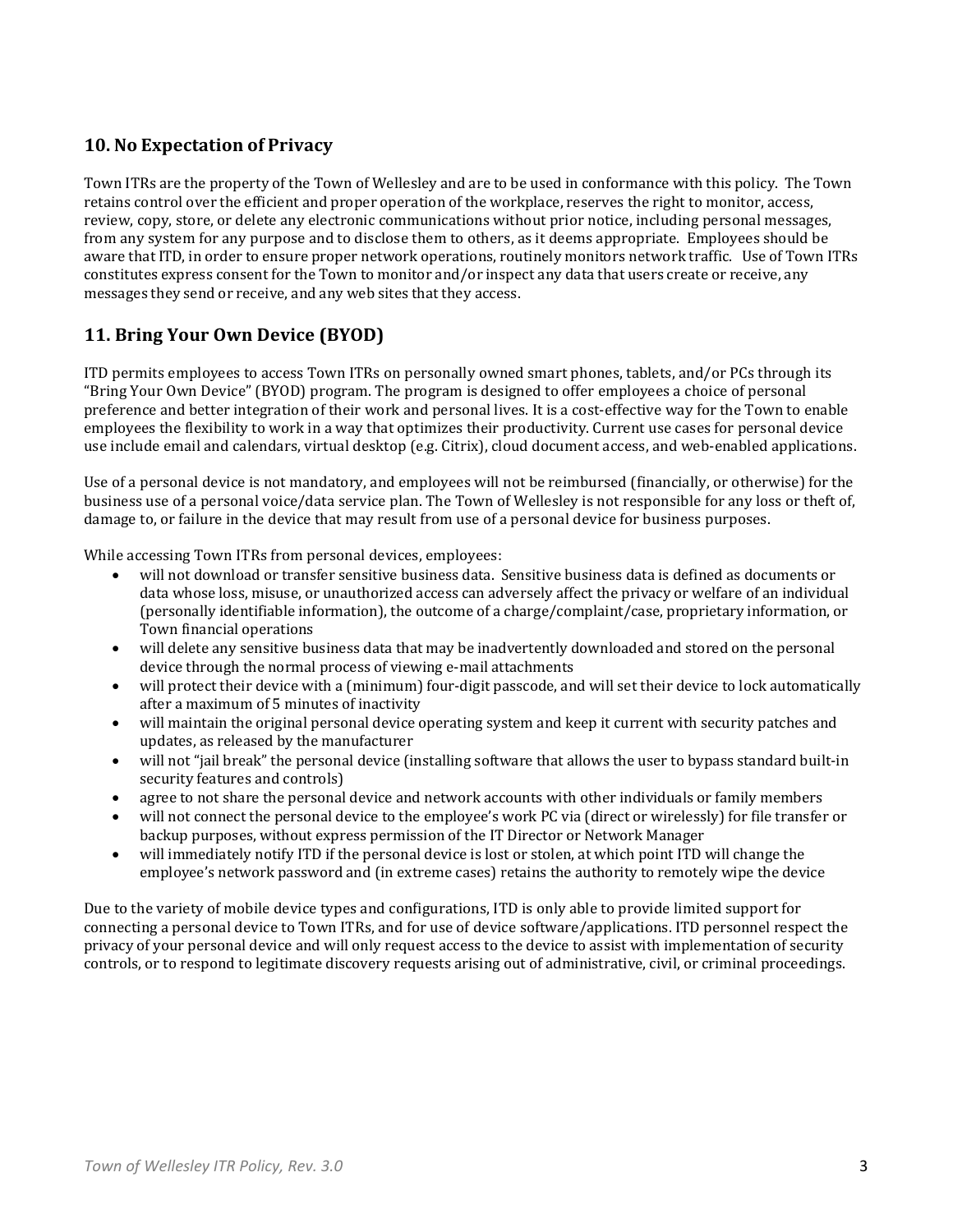## 10. No Expectation of Privacy

Town ITRs are the property of the Town of Wellesley and are to be used in conformance with this policy. The Town retains control over the efficient and proper operation of the workplace, reserves the right to monitor, access, review, copy, store, or delete any electronic communications without prior notice, including personal messages, from any system for any purpose and to disclose them to others, as it deems appropriate. Employees should be aware that ITD, in order to ensure proper network operations, routinely monitors network traffic. Use of Town ITRs constitutes express consent for the Town to monitor and/or inspect any data that users create or receive, any messages they send or receive, and any web sites that they access.

## 11. Bring Your Own Device (BYOD)

ITD permits employees to access Town ITRs on personally owned smart phones, tablets, and/or PCs through its "Bring Your Own Device" (BYOD) program. The program is designed to offer employees a choice of personal preference and better integration of their work and personal lives. It is a cost-effective way for the Town to enable employees the flexibility to work in a way that optimizes their productivity. Current use cases for personal device use include email and calendars, virtual desktop (e.g. Citrix), cloud document access, and web-enabled applications.

Use of a personal device is not mandatory, and employees will not be reimbursed (financially, or otherwise) for the business use of a personal voice/data service plan. The Town of Wellesley is not responsible for any loss or theft of, damage to, or failure in the device that may result from use of a personal device for business purposes.

While accessing Town ITRs from personal devices, employees:

- will not download or transfer sensitive business data. Sensitive business data is defined as documents or data whose loss, misuse, or unauthorized access can adversely affect the privacy or welfare of an individual (personally identifiable information), the outcome of a charge/complaint/case, proprietary information, or Town financial operations
- will delete any sensitive business data that may be inadvertently downloaded and stored on the personal device through the normal process of viewing e-mail attachments
- will protect their device with a (minimum) four-digit passcode, and will set their device to lock automatically after a maximum of 5 minutes of inactivity
- will maintain the original personal device operating system and keep it current with security patches and updates, as released by the manufacturer
- will not "jail break" the personal device (installing software that allows the user to bypass standard built-in security features and controls)
- agree to not share the personal device and network accounts with other individuals or family members
- will not connect the personal device to the employee's work PC via (direct or wirelessly) for file transfer or backup purposes, without express permission of the IT Director or Network Manager
- will immediately notify ITD if the personal device is lost or stolen, at which point ITD will change the employee's network password and (in extreme cases) retains the authority to remotely wipe the device

Due to the variety of mobile device types and configurations, ITD is only able to provide limited support for connecting a personal device to Town ITRs, and for use of device software/applications. ITD personnel respect the privacy of your personal device and will only request access to the device to assist with implementation of security controls, or to respond to legitimate discovery requests arising out of administrative, civil, or criminal proceedings.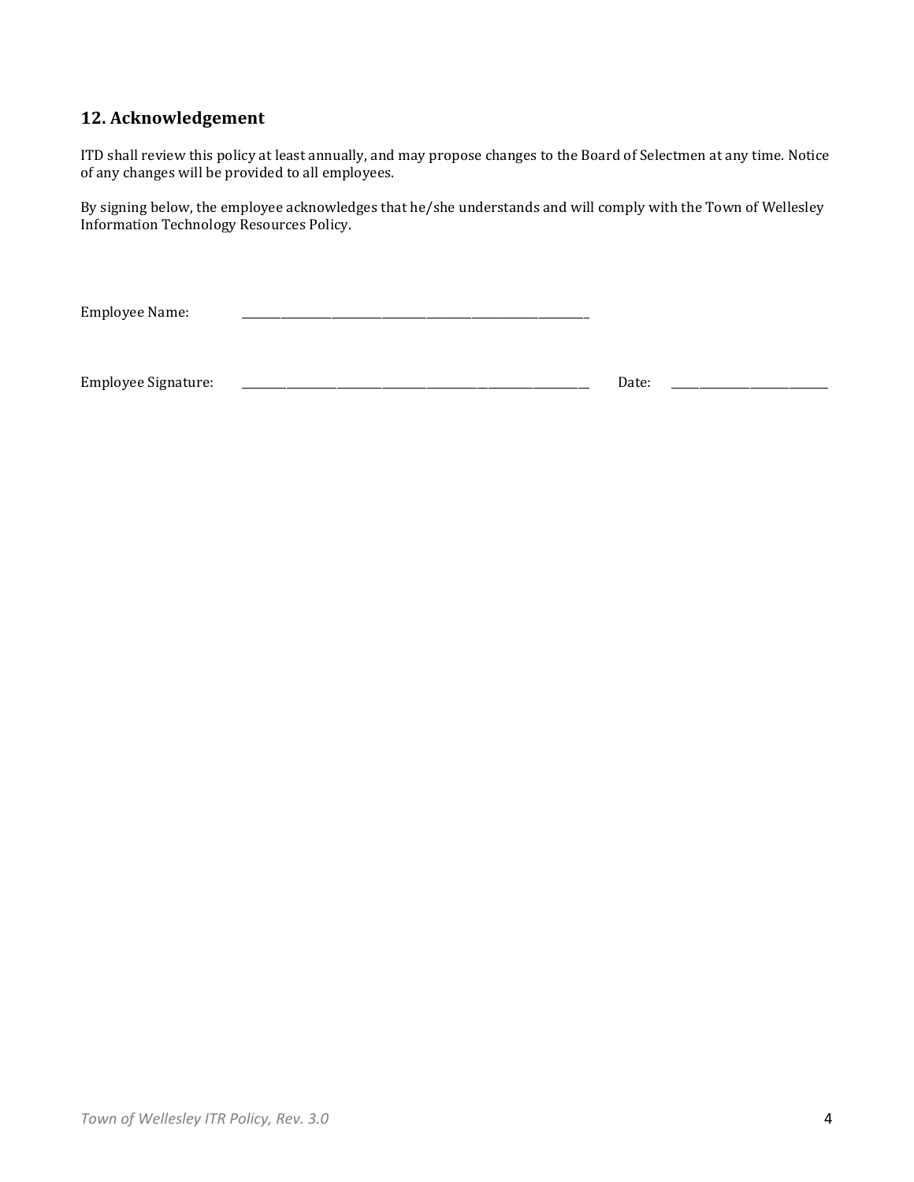## 12. Acknowledgement

ITD shall review this policy at least annually, and may propose changes to the Board of Selectmen at any time. Notice of any changes will be provided to all employees.

By signing below, the employee acknowledges that he/she understands and will comply with the Town of Wellesley Information Technology Resources Policy.

Employee Name: ______________________________________________

Employee Signature: ______________________________________________ Date: ____________________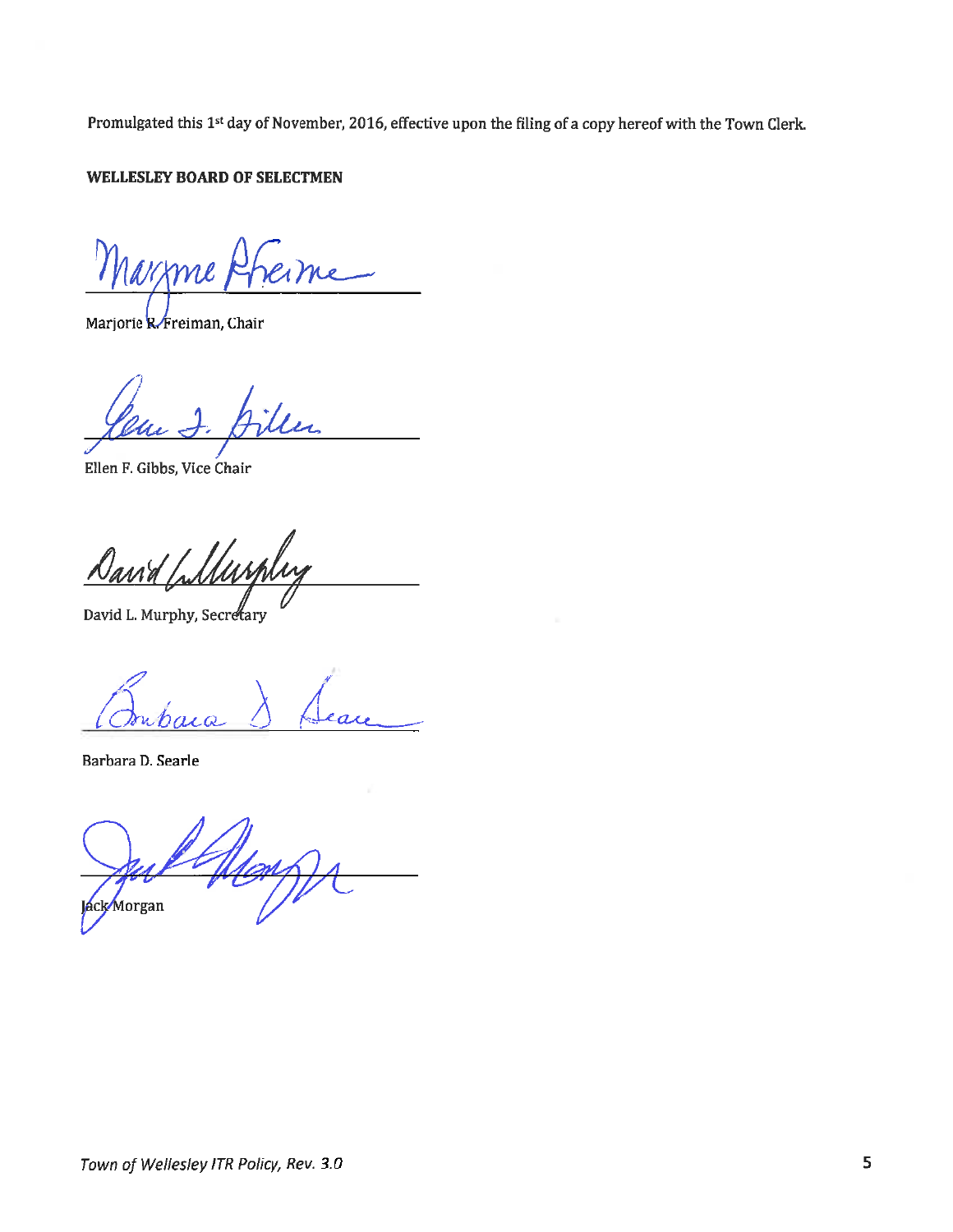Promulgated this 1st day of November, 2016, effective upon the filing of a copy hereof with the Town Clerk.

**WELLESLEY BOARD OF SELECTMEN**

Marjorie R. Freiman, Chair

Ellen F. Gibbs, Vice Chair

David L. Murphy, Secretary

Barbara D. Searle

Jack Morgan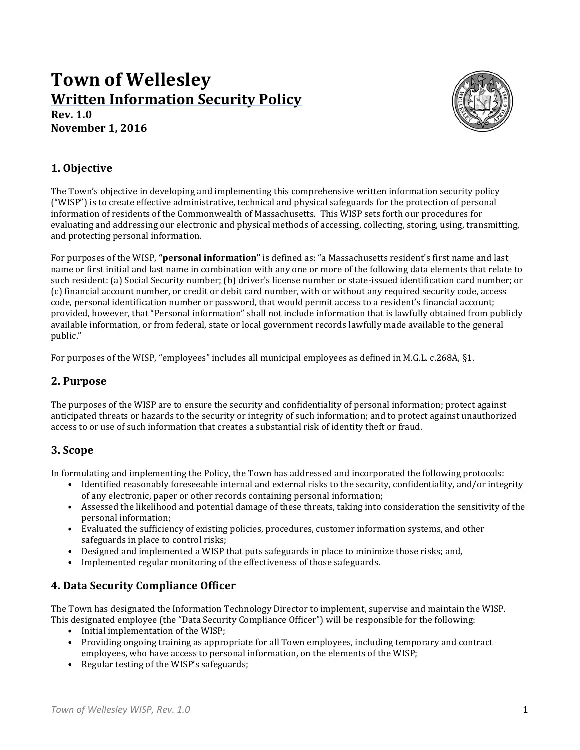# Town of Wellesley

## Written Information Security Policy

**Rev. 1.0**
**November 1, 2016**

## 1. Objective

The Town's objective in developing and implementing this comprehensive written information security policy ("WISP") is to create effective administrative, technical and physical safeguards for the protection of personal information of residents of the Commonwealth of Massachusetts. This WISP sets forth our procedures for evaluating and addressing our electronic and physical methods of accessing, collecting, storing, using, transmitting, and protecting personal information.

For purposes of the WISP, **"personal information"** is defined as: "a Massachusetts resident's first name and last name or first initial and last name in combination with any one or more of the following data elements that relate to such resident: (a) Social Security number; (b) driver's license number or state-issued identification card number; or (c) financial account number, or credit or debit card number, with or without any required security code, access code, personal identification number or password, that would permit access to a resident's financial account; provided, however, that "Personal information" shall not include information that is lawfully obtained from publicly available information, or from federal, state or local government records lawfully made available to the general public."

For purposes of the WISP, "employees" includes all municipal employees as defined in M.G.L. c.268A, §1.

## 2. Purpose

The purposes of the WISP are to ensure the security and confidentiality of personal information; protect against anticipated threats or hazards to the security or integrity of such information; and to protect against unauthorized access to or use of such information that creates a substantial risk of identity theft or fraud.

## 3. Scope

In formulating and implementing the Policy, the Town has addressed and incorporated the following protocols:

- Identified reasonably foreseeable internal and external risks to the security, confidentiality, and/or integrity of any electronic, paper or other records containing personal information;
- Assessed the likelihood and potential damage of these threats, taking into consideration the sensitivity of the personal information;
- Evaluated the sufficiency of existing policies, procedures, customer information systems, and other safeguards in place to control risks;
- Designed and implemented a WISP that puts safeguards in place to minimize those risks; and,
- Implemented regular monitoring of the effectiveness of those safeguards.

## 4. Data Security Compliance Officer

The Town has designated the Information Technology Director to implement, supervise and maintain the WISP. This designated employee (the "Data Security Compliance Officer") will be responsible for the following:

- Initial implementation of the WISP;
- Providing ongoing training as appropriate for all Town employees, including temporary and contract employees, who have access to personal information, on the elements of the WISP;
- Regular testing of the WISP's safeguards;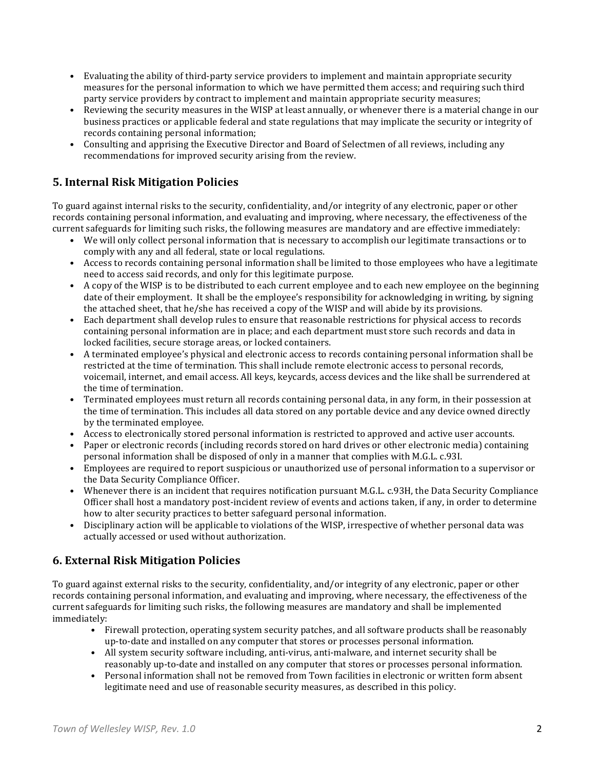- Evaluating the ability of third-party service providers to implement and maintain appropriate security measures for the personal information to which we have permitted them access; and requiring such third party service providers by contract to implement and maintain appropriate security measures;
- Reviewing the security measures in the WISP at least annually, or whenever there is a material change in our business practices or applicable federal and state regulations that may implicate the security or integrity of records containing personal information;
- Consulting and apprising the Executive Director and Board of Selectmen of all reviews, including any recommendations for improved security arising from the review.

## 5. Internal Risk Mitigation Policies

To guard against internal risks to the security, confidentiality, and/or integrity of any electronic, paper or other records containing personal information, and evaluating and improving, where necessary, the effectiveness of the current safeguards for limiting such risks, the following measures are mandatory and are effective immediately:

- We will only collect personal information that is necessary to accomplish our legitimate transactions or to comply with any and all federal, state or local regulations.
- Access to records containing personal information shall be limited to those employees who have a legitimate need to access said records, and only for this legitimate purpose.
- A copy of the WISP is to be distributed to each current employee and to each new employee on the beginning date of their employment. It shall be the employee's responsibility for acknowledging in writing, by signing the attached sheet, that he/she has received a copy of the WISP and will abide by its provisions.
- Each department shall develop rules to ensure that reasonable restrictions for physical access to records containing personal information are in place; and each department must store such records and data in locked facilities, secure storage areas, or locked containers.
- A terminated employee's physical and electronic access to records containing personal information shall be restricted at the time of termination. This shall include remote electronic access to personal records, voicemail, internet, and email access. All keys, keycards, access devices and the like shall be surrendered at the time of termination.
- Terminated employees must return all records containing personal data, in any form, in their possession at the time of termination. This includes all data stored on any portable device and any device owned directly by the terminated employee.
- Access to electronically stored personal information is restricted to approved and active user accounts.
- Paper or electronic records (including records stored on hard drives or other electronic media) containing personal information shall be disposed of only in a manner that complies with M.G.L. c.93I.
- Employees are required to report suspicious or unauthorized use of personal information to a supervisor or the Data Security Compliance Officer.
- Whenever there is an incident that requires notification pursuant M.G.L. c.93H, the Data Security Compliance Officer shall host a mandatory post-incident review of events and actions taken, if any, in order to determine how to alter security practices to better safeguard personal information.
- Disciplinary action will be applicable to violations of the WISP, irrespective of whether personal data was actually accessed or used without authorization.

## 6. External Risk Mitigation Policies

To guard against external risks to the security, confidentiality, and/or integrity of any electronic, paper or other records containing personal information, and evaluating and improving, where necessary, the effectiveness of the current safeguards for limiting such risks, the following measures are mandatory and shall be implemented immediately:

- Firewall protection, operating system security patches, and all software products shall be reasonably up-to-date and installed on any computer that stores or processes personal information.
- All system security software including, anti-virus, anti-malware, and internet security shall be reasonably up-to-date and installed on any computer that stores or processes personal information.
- Personal information shall not be removed from Town facilities in electronic or written form absent legitimate need and use of reasonable security measures, as described in this policy.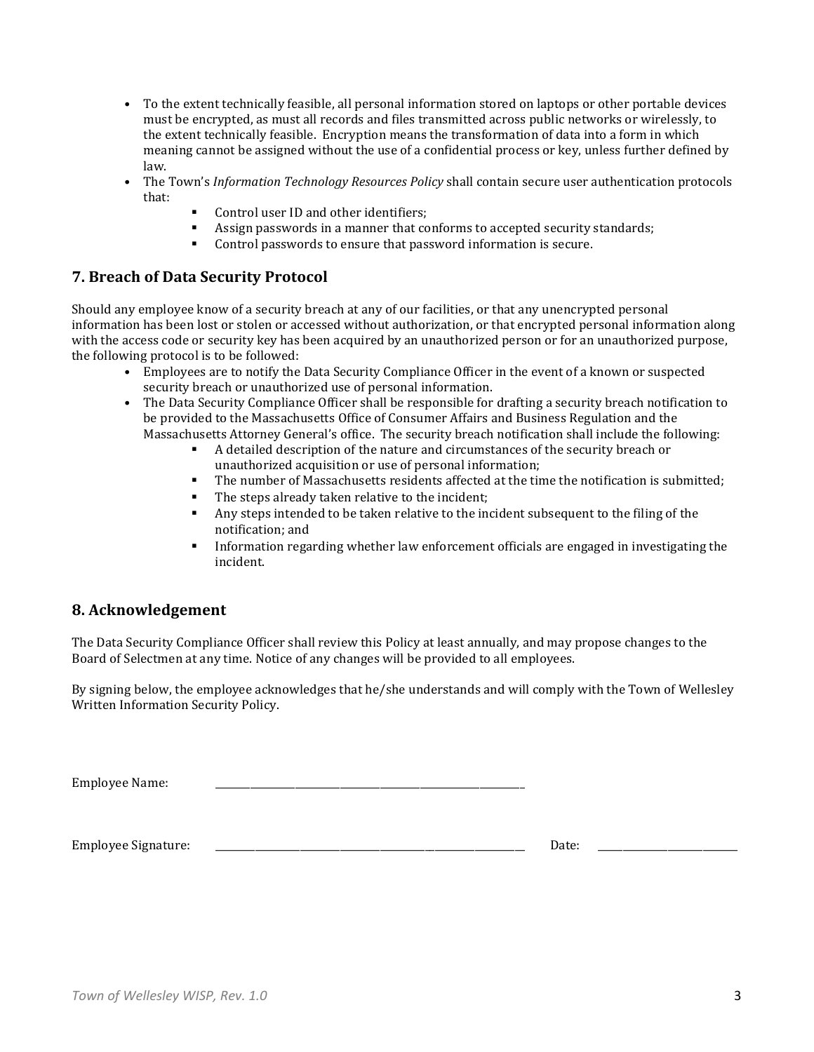- To the extent technically feasible, all personal information stored on laptops or other portable devices must be encrypted, as must all records and files transmitted across public networks or wirelessly, to the extent technically feasible. Encryption means the transformation of data into a form in which meaning cannot be assigned without the use of a confidential process or key, unless further defined by law.
- The Town's *Information Technology Resources Policy* shall contain secure user authentication protocols that:
  - Control user ID and other identifiers;
  - Assign passwords in a manner that conforms to accepted security standards;
  - Control passwords to ensure that password information is secure.

## 7. Breach of Data Security Protocol

Should any employee know of a security breach at any of our facilities, or that any unencrypted personal information has been lost or stolen or accessed without authorization, or that encrypted personal information along with the access code or security key has been acquired by an unauthorized person or for an unauthorized purpose, the following protocol is to be followed:

- Employees are to notify the Data Security Compliance Officer in the event of a known or suspected security breach or unauthorized use of personal information.
- The Data Security Compliance Officer shall be responsible for drafting a security breach notification to be provided to the Massachusetts Office of Consumer Affairs and Business Regulation and the Massachusetts Attorney General's office. The security breach notification shall include the following:
  - A detailed description of the nature and circumstances of the security breach or unauthorized acquisition or use of personal information;
  - The number of Massachusetts residents affected at the time the notification is submitted;
  - The steps already taken relative to the incident;
  - Any steps intended to be taken relative to the incident subsequent to the filing of the notification; and
  - Information regarding whether law enforcement officials are engaged in investigating the incident.

## 8. Acknowledgement

The Data Security Compliance Officer shall review this Policy at least annually, and may propose changes to the Board of Selectmen at any time. Notice of any changes will be provided to all employees.

By signing below, the employee acknowledges that he/she understands and will comply with the Town of Wellesley Written Information Security Policy.

Employee Name: ________________________________________

Employee Signature: ________________________________________ Date: ____________________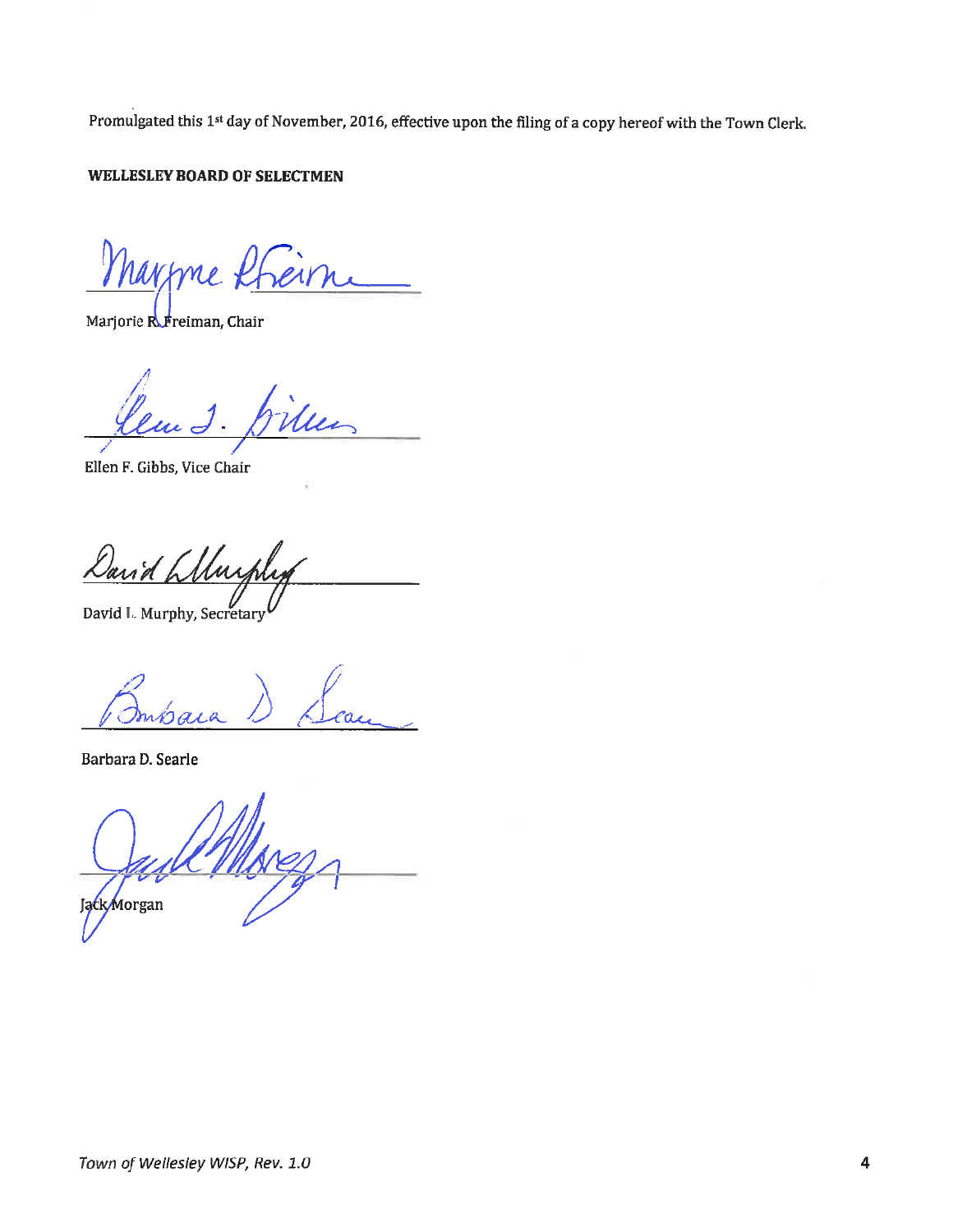Promulgated this 1st day of November, 2016, effective upon the filing of a copy hereof with the Town Clerk.

**WELLESLEY BOARD OF SELECTMEN**

Marjorie R. Freiman, Chair

Ellen F. Gibbs, Vice Chair

David L. Murphy, Secretary

Barbara D. Searle

Jack Morgan